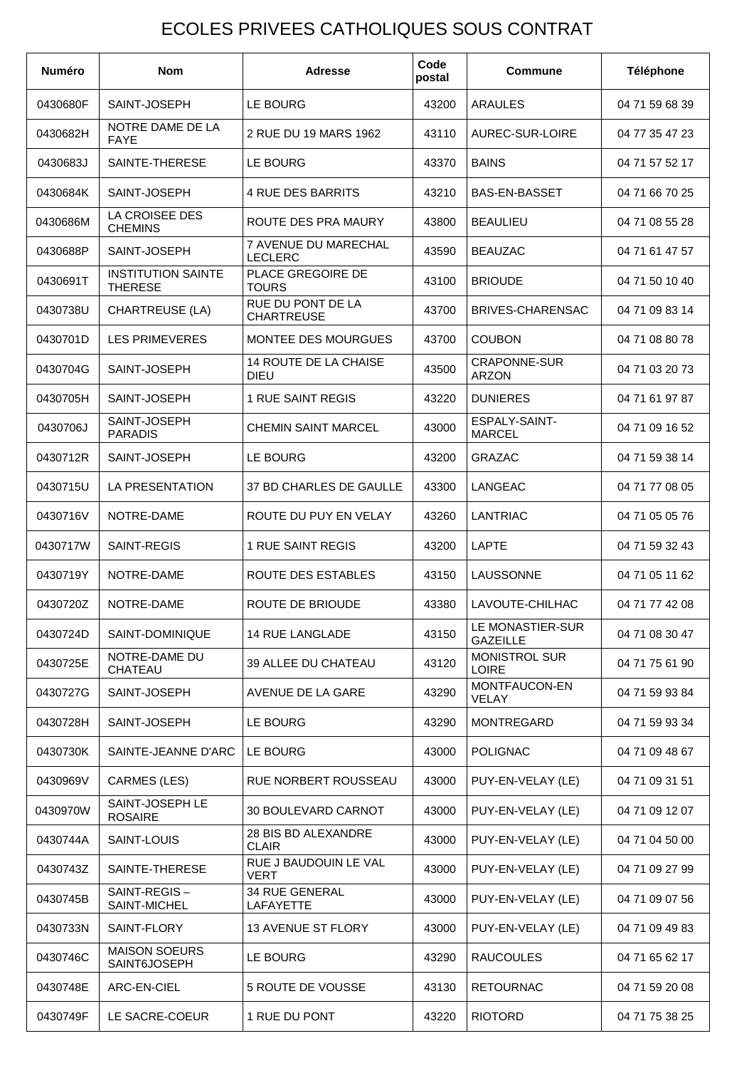# ECOLES PRIVEES CATHOLIQUES SOUS CONTRAT

| Numéro | Nom | Adresse | Code postal | Commune | Téléphone |
|---|---|---|---|---|---|
| 0430680F | SAINT-JOSEPH | LE BOURG | 43200 | ARAULES | 04 71 59 68 39 |
| 0430682H | NOTRE DAME DE LA FAYE | 2 RUE DU 19 MARS 1962 | 43110 | AUREC-SUR-LOIRE | 04 77 35 47 23 |
| 0430683J | SAINTE-THERESE | LE BOURG | 43370 | BAINS | 04 71 57 52 17 |
| 0430684K | SAINT-JOSEPH | 4 RUE DES BARRITS | 43210 | BAS-EN-BASSET | 04 71 66 70 25 |
| 0430686M | LA CROISEE DES CHEMINS | ROUTE DES PRA MAURY | 43800 | BEAULIEU | 04 71 08 55 28 |
| 0430688P | SAINT-JOSEPH | 7 AVENUE DU MARECHAL LECLERC | 43590 | BEAUZAC | 04 71 61 47 57 |
| 0430691T | INSTITUTION SAINTE THERESE | PLACE GREGOIRE DE TOURS | 43100 | BRIOUDE | 04 71 50 10 40 |
| 0430738U | CHARTREUSE (LA) | RUE DU PONT DE LA CHARTREUSE | 43700 | BRIVES-CHARENSAC | 04 71 09 83 14 |
| 0430701D | LES PRIMEVERES | MONTEE DES MOURGUES | 43700 | COUBON | 04 71 08 80 78 |
| 0430704G | SAINT-JOSEPH | 14 ROUTE DE LA CHAISE DIEU | 43500 | CRAPONNE-SUR ARZON | 04 71 03 20 73 |
| 0430705H | SAINT-JOSEPH | 1 RUE SAINT REGIS | 43220 | DUNIERES | 04 71 61 97 87 |
| 0430706J | SAINT-JOSEPH PARADIS | CHEMIN SAINT MARCEL | 43000 | ESPALY-SAINT-MARCEL | 04 71 09 16 52 |
| 0430712R | SAINT-JOSEPH | LE BOURG | 43200 | GRAZAC | 04 71 59 38 14 |
| 0430715U | LA PRESENTATION | 37 BD CHARLES DE GAULLE | 43300 | LANGEAC | 04 71 77 08 05 |
| 0430716V | NOTRE-DAME | ROUTE DU PUY EN VELAY | 43260 | LANTRIAC | 04 71 05 05 76 |
| 0430717W | SAINT-REGIS | 1 RUE SAINT REGIS | 43200 | LAPTE | 04 71 59 32 43 |
| 0430719Y | NOTRE-DAME | ROUTE DES ESTABLES | 43150 | LAUSSONNE | 04 71 05 11 62 |
| 0430720Z | NOTRE-DAME | ROUTE DE BRIOUDE | 43380 | LAVOUTE-CHILHAC | 04 71 77 42 08 |
| 0430724D | SAINT-DOMINIQUE | 14 RUE LANGLADE | 43150 | LE MONASTIER-SUR GAZEILLE | 04 71 08 30 47 |
| 0430725E | NOTRE-DAME DU CHATEAU | 39 ALLEE DU CHATEAU | 43120 | MONISTROL SUR LOIRE | 04 71 75 61 90 |
| 0430727G | SAINT-JOSEPH | AVENUE DE LA GARE | 43290 | MONTFAUCON-EN VELAY | 04 71 59 93 84 |
| 0430728H | SAINT-JOSEPH | LE BOURG | 43290 | MONTREGARD | 04 71 59 93 34 |
| 0430730K | SAINTE-JEANNE D'ARC | LE BOURG | 43000 | POLIGNAC | 04 71 09 48 67 |
| 0430969V | CARMES (LES) | RUE NORBERT ROUSSEAU | 43000 | PUY-EN-VELAY (LE) | 04 71 09 31 51 |
| 0430970W | SAINT-JOSEPH LE ROSAIRE | 30 BOULEVARD CARNOT | 43000 | PUY-EN-VELAY (LE) | 04 71 09 12 07 |
| 0430744A | SAINT-LOUIS | 28 BIS BD ALEXANDRE CLAIR | 43000 | PUY-EN-VELAY (LE) | 04 71 04 50 00 |
| 0430743Z | SAINTE-THERESE | RUE J BAUDOUIN LE VAL VERT | 43000 | PUY-EN-VELAY (LE) | 04 71 09 27 99 |
| 0430745B | SAINT-REGIS – SAINT-MICHEL | 34 RUE GENERAL LAFAYETTE | 43000 | PUY-EN-VELAY (LE) | 04 71 09 07 56 |
| 0430733N | SAINT-FLORY | 13 AVENUE ST FLORY | 43000 | PUY-EN-VELAY (LE) | 04 71 09 49 83 |
| 0430746C | MAISON SOEURS SAINT6JOSEPH | LE BOURG | 43290 | RAUCOULES | 04 71 65 62 17 |
| 0430748E | ARC-EN-CIEL | 5 ROUTE DE VOUSSE | 43130 | RETOURNAC | 04 71 59 20 08 |
| 0430749F | LE SACRE-COEUR | 1 RUE DU PONT | 43220 | RIOTORD | 04 71 75 38 25 |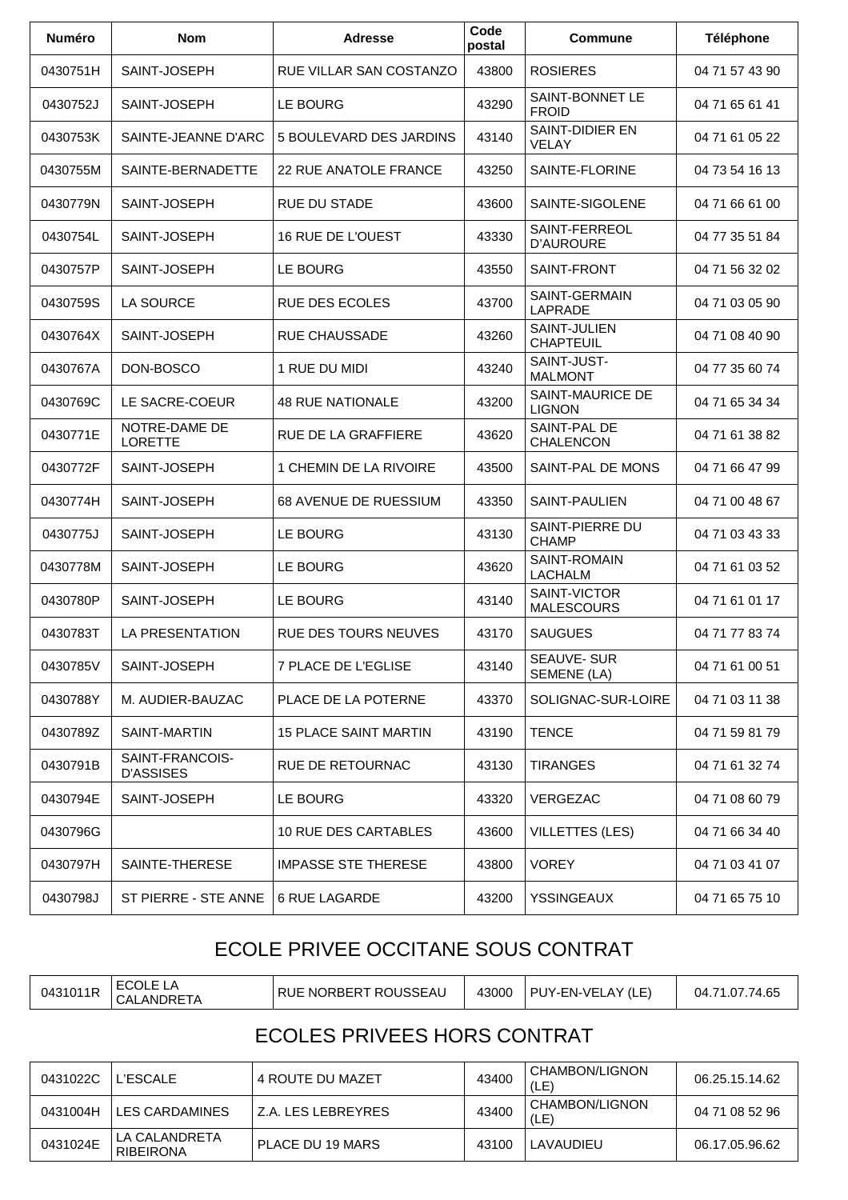| Numéro | Nom | Adresse | Code postal | Commune | Téléphone |
|---|---|---|---|---|---|
| 0430751H | SAINT-JOSEPH | RUE VILLAR SAN COSTANZO | 43800 | ROSIERES | 04 71 57 43 90 |
| 0430752J | SAINT-JOSEPH | LE BOURG | 43290 | SAINT-BONNET LE FROID | 04 71 65 61 41 |
| 0430753K | SAINTE-JEANNE D'ARC | 5 BOULEVARD DES JARDINS | 43140 | SAINT-DIDIER EN VELAY | 04 71 61 05 22 |
| 0430755M | SAINTE-BERNADETTE | 22 RUE ANATOLE FRANCE | 43250 | SAINTE-FLORINE | 04 73 54 16 13 |
| 0430779N | SAINT-JOSEPH | RUE DU STADE | 43600 | SAINTE-SIGOLENE | 04 71 66 61 00 |
| 0430754L | SAINT-JOSEPH | 16 RUE DE L'OUEST | 43330 | SAINT-FERREOL D'AUROURE | 04 77 35 51 84 |
| 0430757P | SAINT-JOSEPH | LE BOURG | 43550 | SAINT-FRONT | 04 71 56 32 02 |
| 0430759S | LA SOURCE | RUE DES ECOLES | 43700 | SAINT-GERMAIN LAPRADE | 04 71 03 05 90 |
| 0430764X | SAINT-JOSEPH | RUE CHAUSSADE | 43260 | SAINT-JULIEN CHAPTEUIL | 04 71 08 40 90 |
| 0430767A | DON-BOSCO | 1 RUE DU MIDI | 43240 | SAINT-JUST-MALMONT | 04 77 35 60 74 |
| 0430769C | LE SACRE-COEUR | 48 RUE NATIONALE | 43200 | SAINT-MAURICE DE LIGNON | 04 71 65 34 34 |
| 0430771E | NOTRE-DAME DE LORETTE | RUE DE LA GRAFFIERE | 43620 | SAINT-PAL DE CHALENCON | 04 71 61 38 82 |
| 0430772F | SAINT-JOSEPH | 1 CHEMIN DE LA RIVOIRE | 43500 | SAINT-PAL DE MONS | 04 71 66 47 99 |
| 0430774H | SAINT-JOSEPH | 68 AVENUE DE RUESSIUM | 43350 | SAINT-PAULIEN | 04 71 00 48 67 |
| 0430775J | SAINT-JOSEPH | LE BOURG | 43130 | SAINT-PIERRE DU CHAMP | 04 71 03 43 33 |
| 0430778M | SAINT-JOSEPH | LE BOURG | 43620 | SAINT-ROMAIN LACHALM | 04 71 61 03 52 |
| 0430780P | SAINT-JOSEPH | LE BOURG | 43140 | SAINT-VICTOR MALESCOURS | 04 71 61 01 17 |
| 0430783T | LA PRESENTATION | RUE DES TOURS NEUVES | 43170 | SAUGUES | 04 71 77 83 74 |
| 0430785V | SAINT-JOSEPH | 7 PLACE DE L'EGLISE | 43140 | SEAUVE- SUR SEMENE (LA) | 04 71 61 00 51 |
| 0430788Y | M. AUDIER-BAUZAC | PLACE DE LA POTERNE | 43370 | SOLIGNAC-SUR-LOIRE | 04 71 03 11 38 |
| 0430789Z | SAINT-MARTIN | 15 PLACE SAINT MARTIN | 43190 | TENCE | 04 71 59 81 79 |
| 0430791B | SAINT-FRANCOIS-D'ASSISES | RUE DE RETOURNAC | 43130 | TIRANGES | 04 71 61 32 74 |
| 0430794E | SAINT-JOSEPH | LE BOURG | 43320 | VERGEZAC | 04 71 08 60 79 |
| 0430796G | | 10 RUE DES CARTABLES | 43600 | VILLETTES (LES) | 04 71 66 34 40 |
| 0430797H | SAINTE-THERESE | IMPASSE STE THERESE | 43800 | VOREY | 04 71 03 41 07 |
| 0430798J | ST PIERRE - STE ANNE | 6 RUE LAGARDE | 43200 | YSSINGEAUX | 04 71 65 75 10 |

## ECOLE PRIVEE OCCITANE SOUS CONTRAT

| | | | | | |
|---|---|---|---|---|---|
| 0431011R | ECOLE LA CALANDRETA | RUE NORBERT ROUSSEAU | 43000 | PUY-EN-VELAY (LE) | 04.71.07.74.65 |

## ECOLES PRIVEES HORS CONTRAT

| | | | | | |
|---|---|---|---|---|---|
| 0431022C | L'ESCALE | 4 ROUTE DU MAZET | 43400 | CHAMBON/LIGNON (LE) | 06.25.15.14.62 |
| 0431004H | LES CARDAMINES | Z.A. LES LEBREYRES | 43400 | CHAMBON/LIGNON (LE) | 04 71 08 52 96 |
| 0431024E | LA CALANDRETA RIBEIRONA | PLACE DU 19 MARS | 43100 | LAVAUDIEU | 06.17.05.96.62 |